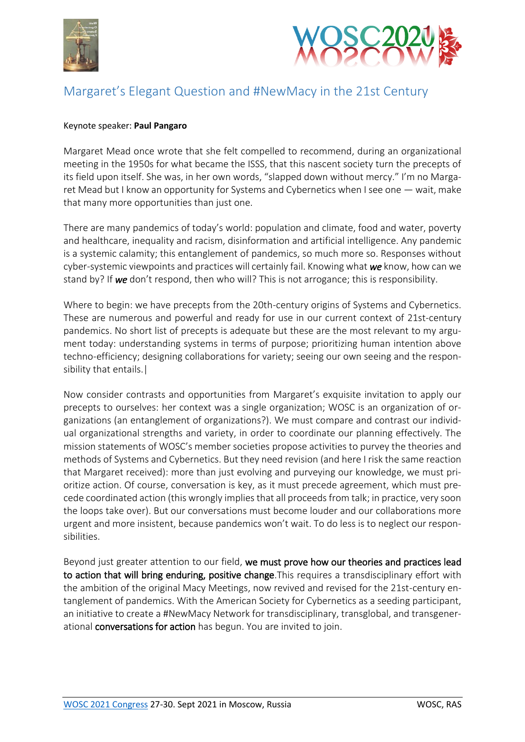# Margaret's Elegant Question and #NewMacy in the 21st Century

Keynote speaker: **Paul Pangaro**

Margaret Mead once wrote that she felt compelled to recommend, during an organizational meeting in the 1950s for what became the ISSS, that this nascent society turn the precepts of its field upon itself. She was, in her own words, "slapped down without mercy." I'm no Margaret Mead but I know an opportunity for Systems and Cybernetics when I see one — wait, make that many more opportunities than just one.

There are many pandemics of today's world: population and climate, food and water, poverty and healthcare, inequality and racism, disinformation and artificial intelligence. Any pandemic is a systemic calamity; this entanglement of pandemics, so much more so. Responses without cyber-systemic viewpoints and practices will certainly fail. Knowing what ***we*** know, how can we stand by? If ***we*** don't respond, then who will? This is not arrogance; this is responsibility.

Where to begin: we have precepts from the 20th-century origins of Systems and Cybernetics. These are numerous and powerful and ready for use in our current context of 21st-century pandemics. No short list of precepts is adequate but these are the most relevant to my argument today: understanding systems in terms of purpose; prioritizing human intention above techno-efficiency; designing collaborations for variety; seeing our own seeing and the responsibility that entails.|

Now consider contrasts and opportunities from Margaret's exquisite invitation to apply our precepts to ourselves: her context was a single organization; WOSC is an organization of organizations (an entanglement of organizations?). We must compare and contrast our individual organizational strengths and variety, in order to coordinate our planning effectively. The mission statements of WOSC's member societies propose activities to purvey the theories and methods of Systems and Cybernetics. But they need revision (and here I risk the same reaction that Margaret received): more than just evolving and purveying our knowledge, we must prioritize action. Of course, conversation is key, as it must precede agreement, which must precede coordinated action (this wrongly implies that all proceeds from talk; in practice, very soon the loops take over). But our conversations must become louder and our collaborations more urgent and more insistent, because pandemics won't wait. To do less is to neglect our responsibilities.

Beyond just greater attention to our field, we must prove how our theories and practices lead to action that will bring enduring, positive change.This requires a transdisciplinary effort with the ambition of the original Macy Meetings, now revived and revised for the 21st-century entanglement of pandemics. With the American Society for Cybernetics as a seeding participant, an initiative to create a #NewMacy Network for transdisciplinary, transglobal, and transgenerational conversations for action has begun. You are invited to join.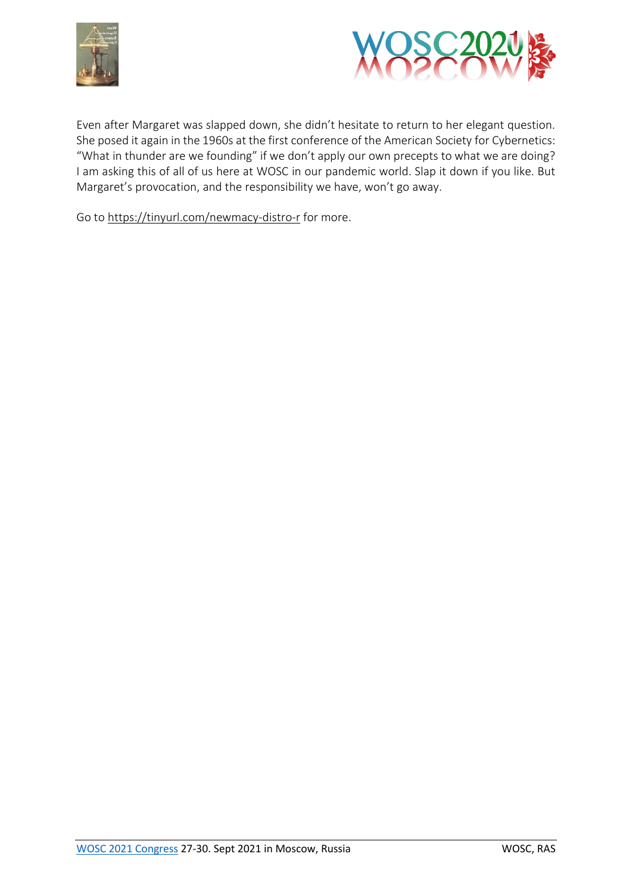Even after Margaret was slapped down, she didn't hesitate to return to her elegant question. She posed it again in the 1960s at the first conference of the American Society for Cybernetics: "What in thunder are we founding" if we don't apply our own precepts to what we are doing? I am asking this of all of us here at WOSC in our pandemic world. Slap it down if you like. But Margaret's provocation, and the responsibility we have, won't go away.

Go to https://tinyurl.com/newmacy-distro-r for more.